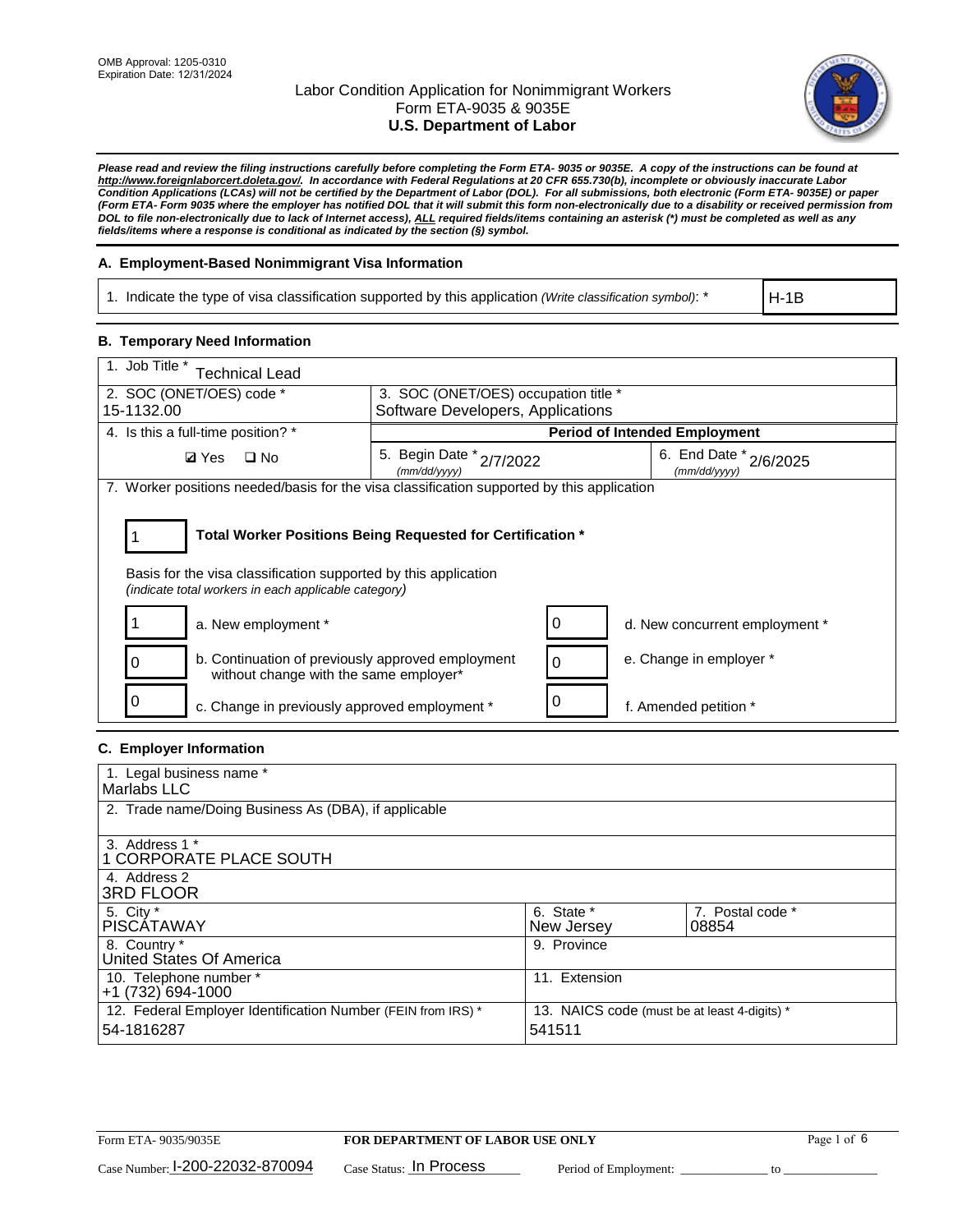OMB Approval: 1205-0310
Expiration Date: 12/31/2024

# Labor Condition Application for Nonimmigrant Workers
## Form ETA-9035 & 9035E
## U.S. Department of Labor

***Please read and review the filing instructions carefully before completing the Form ETA- 9035 or 9035E. A copy of the instructions can be found at http://www.foreignlaborcert.doleta.gov/. In accordance with Federal Regulations at 20 CFR 655.730(b), incomplete or obviously inaccurate Labor Condition Applications (LCAs) will not be certified by the Department of Labor (DOL). For all submissions, both electronic (Form ETA- 9035E) or paper (Form ETA- Form 9035 where the employer has notified DOL that it will submit this form non-electronically due to a disability or received permission from DOL to file non-electronically due to lack of Internet access), ALL required fields/items containing an asterisk (*) must be completed as well as any fields/items where a response is conditional as indicated by the section (§) symbol.***

### A. Employment-Based Nonimmigrant Visa Information

| 1. Indicate the type of visa classification supported by this application *(Write classification symbol)*: * | H-1B |
|---|---|

### B. Temporary Need Information

| 1. Job Title * Technical Lead | | |
|---|---|---|
| 2. SOC (ONET/OES) code * 15-1132.00 | 3. SOC (ONET/OES) occupation title * Software Developers, Applications | |
| 4. Is this a full-time position? * | **Period of Intended Employment** | |
| ☑ Yes ☐ No | 5. Begin Date * *(mm/dd/yyyy)* 2/7/2022 | 6. End Date * *(mm/dd/yyyy)* 2/6/2025 |

7. Worker positions needed/basis for the visa classification supported by this application

**Total Worker Positions Being Requested for Certification *:** 1

Basis for the visa classification supported by this application
*(indicate total workers in each applicable category)*

| Count | Category | Count | Category |
|---|---|---|---|
| 1 | a. New employment * | 0 | d. New concurrent employment * |
| 0 | b. Continuation of previously approved employment without change with the same employer* | 0 | e. Change in employer * |
| 0 | c. Change in previously approved employment * | 0 | f. Amended petition * |

### C. Employer Information

| 1. Legal business name * Marlabs LLC | | |
|---|---|---|
| 2. Trade name/Doing Business As (DBA), if applicable | | |
| 3. Address 1 * 1 CORPORATE PLACE SOUTH | | |
| 4. Address 2 3RD FLOOR | | |
| 5. City * PISCATAWAY | 6. State * New Jersey | 7. Postal code * 08854 |
| 8. Country * United States Of America | 9. Province | |
| 10. Telephone number * +1 (732) 694-1000 | 11. Extension | |
| 12. Federal Employer Identification Number (FEIN from IRS) * 54-1816287 | 13. NAICS code (must be at least 4-digits) * 541511 | |

Form ETA- 9035/9035E **FOR DEPARTMENT OF LABOR USE ONLY**

Case Number: I-200-22032-870094 Case Status: In Process Period of Employment: _____________ to _____________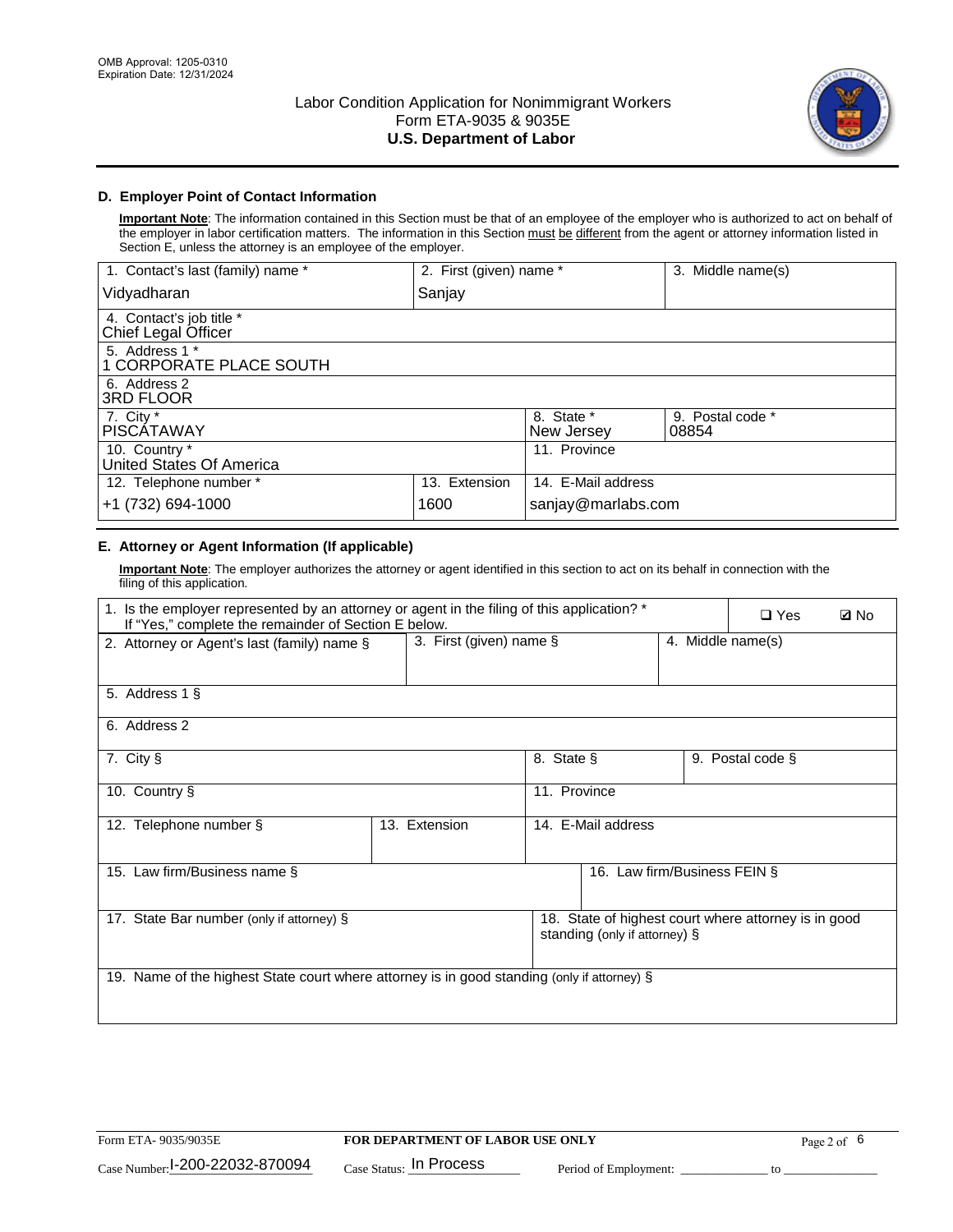OMB Approval: 1205-0310
Expiration Date: 12/31/2024

# Labor Condition Application for Nonimmigrant Workers
## Form ETA-9035 & 9035E
## U.S. Department of Labor

### D. Employer Point of Contact Information

**Important Note**: The information contained in this Section must be that of an employee of the employer who is authorized to act on behalf of the employer in labor certification matters. The information in this Section must be different from the agent or attorney information listed in Section E, unless the attorney is an employee of the employer.

| 1. Contact's last (family) name * | 2. First (given) name * | 3. Middle name(s) |
|---|---|---|
| Vidyadharan | Sanjay | |

| 4. Contact's job title * |
|---|
| Chief Legal Officer |

| 5. Address 1 * |
|---|
| 1 CORPORATE PLACE SOUTH |

| 6. Address 2 |
|---|
| 3RD FLOOR |

| 7. City * | 8. State * | 9. Postal code * |
|---|---|---|
| PISCATAWAY | New Jersey | 08854 |

| 10. Country * | 11. Province |
|---|---|
| United States Of America | |

| 12. Telephone number * | 13. Extension | 14. E-Mail address |
|---|---|---|
| +1 (732) 694-1000 | 1600 | sanjay@marlabs.com |

### E. Attorney or Agent Information (If applicable)

**Important Note**: The employer authorizes the attorney or agent identified in this section to act on its behalf in connection with the filing of this application.

| 1. Is the employer represented by an attorney or agent in the filing of this application? * If "Yes," complete the remainder of Section E below. | ❑ Yes | ☑ No |
|---|---|---|

| 2. Attorney or Agent's last (family) name § | 3. First (given) name § | 4. Middle name(s) |
|---|---|---|
| | | |

| 5. Address 1 § |
|---|
| |

| 6. Address 2 |
|---|
| |

| 7. City § | 8. State § | 9. Postal code § |
|---|---|---|
| | | |

| 10. Country § | 11. Province |
|---|---|
| | |

| 12. Telephone number § | 13. Extension | 14. E-Mail address |
|---|---|---|
| | | |

| 15. Law firm/Business name § | 16. Law firm/Business FEIN § |
|---|---|
| | |

| 17. State Bar number (only if attorney) § | 18. State of highest court where attorney is in good standing (only if attorney) § |
|---|---|
| | |

| 19. Name of the highest State court where attorney is in good standing (only if attorney) § |
|---|
| |

Form ETA- 9035/9035E | FOR DEPARTMENT OF LABOR USE ONLY

Case Number: I-200-22032-870094 Case Status: In Process Period of Employment: ____________ to ____________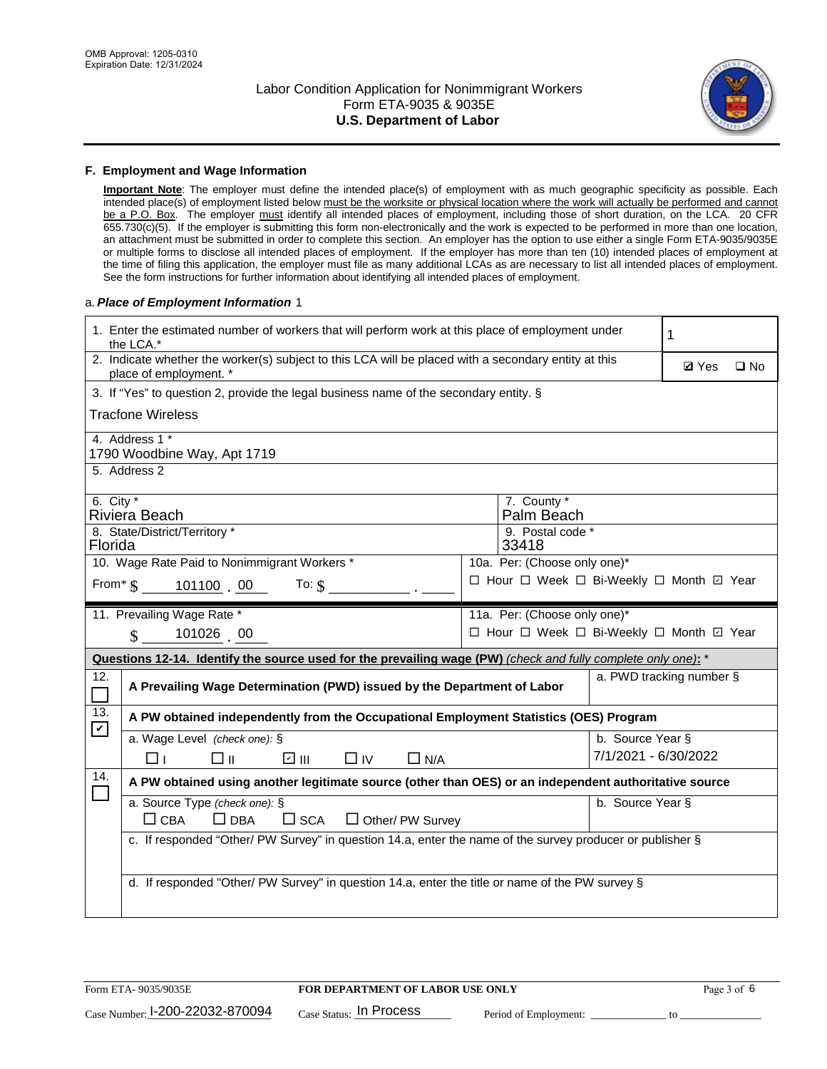OMB Approval: 1205-0310
Expiration Date: 12/31/2024

# Labor Condition Application for Nonimmigrant Workers
## Form ETA-9035 & 9035E
## U.S. Department of Labor

### F. Employment and Wage Information

**Important Note**: The employer must define the intended place(s) of employment with as much geographic specificity as possible. Each intended place(s) of employment listed below must be the worksite or physical location where the work will actually be performed and cannot be a P.O. Box. The employer must identify all intended places of employment, including those of short duration, on the LCA. 20 CFR 655.730(c)(5). If the employer is submitting this form non-electronically and the work is expected to be performed in more than one location, an attachment must be submitted in order to complete this section. An employer has the option to use either a single Form ETA-9035/9035E or multiple forms to disclose all intended places of employment. If the employer has more than ten (10) intended places of employment at the time of filing this application, the employer must file as many additional LCAs as are necessary to list all intended places of employment. See the form instructions for further information about identifying all intended places of employment.

a. ***Place of Employment Information*** 1

| | |
|---|---|
| 1. Enter the estimated number of workers that will perform work at this place of employment under the LCA.* | 1 |
| 2. Indicate whether the worker(s) subject to this LCA will be placed with a secondary entity at this place of employment. * | ☑ Yes ☐ No |
| 3. If "Yes" to question 2, provide the legal business name of the secondary entity. § Tracfone Wireless | |
| 4. Address 1 * 1790 Woodbine Way, Apt 1719 | |
| 5. Address 2 | |
| 6. City * Riviera Beach | 7. County * Palm Beach |
| 8. State/District/Territory * Florida | 9. Postal code * 33418 |
| 10. Wage Rate Paid to Nonimmigrant Workers * From* $ 101100 . 00 To: $ ______ . ____ | 10a. Per: (Choose only one)* ☐ Hour ☐ Week ☐ Bi-Weekly ☐ Month ☑ Year |
| 11. Prevailing Wage Rate * $ 101026 . 00 | 11a. Per: (Choose only one)* ☐ Hour ☐ Week ☐ Bi-Weekly ☐ Month ☑ Year |

**Questions 12-14. Identify the source used for the prevailing wage (PW)** *(check and fully complete only one)*: *

| | | |
|---|---|---|
| 12. ☐ | **A Prevailing Wage Determination (PWD) issued by the Department of Labor** | a. PWD tracking number § |
| 13. ☑ | **A PW obtained independently from the Occupational Employment Statistics (OES) Program** | |
| | a. Wage Level *(check one)*: § ☐ I ☐ II ☑ III ☐ IV ☐ N/A | b. Source Year § 7/1/2021 - 6/30/2022 |
| 14. ☐ | **A PW obtained using another legitimate source (other than OES) or an independent authoritative source** | |
| | a. Source Type *(check one)*: § ☐ CBA ☐ DBA ☐ SCA ☐ Other/ PW Survey | b. Source Year § |
| | c. If responded "Other/ PW Survey" in question 14.a, enter the name of the survey producer or publisher § | |
| | d. If responded "Other/ PW Survey" in question 14.a, enter the title or name of the PW survey § | |

Form ETA- 9035/9035E | **FOR DEPARTMENT OF LABOR USE ONLY**

Case Number: I-200-22032-870094 Case Status: In Process Period of Employment: ____________ to ____________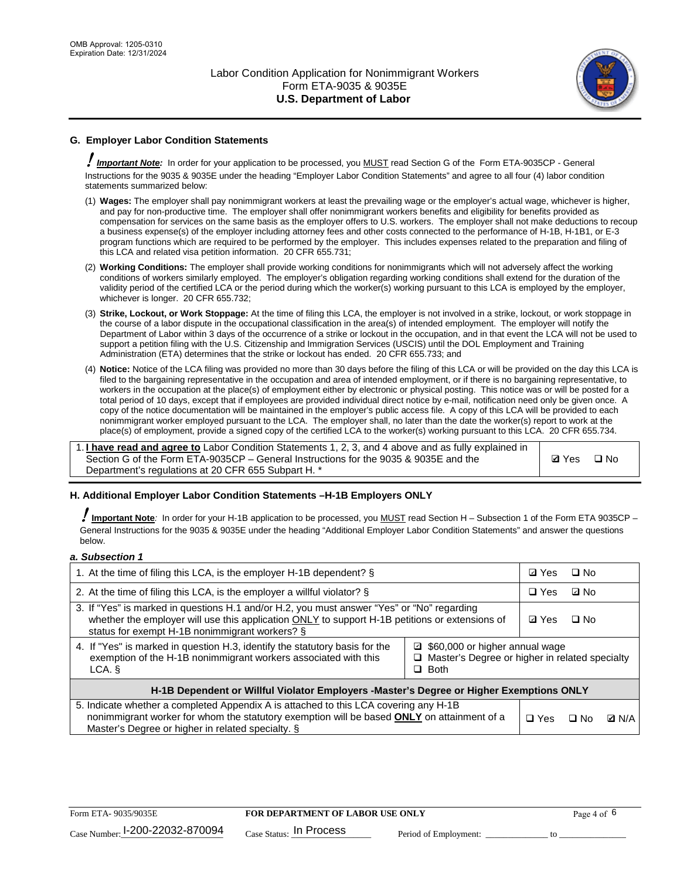## G. Employer Labor Condition Statements

**! *Important Note:*** In order for your application to be processed, you MUST read Section G of the Form ETA-9035CP - General Instructions for the 9035 & 9035E under the heading "Employer Labor Condition Statements" and agree to all four (4) labor condition statements summarized below:

(1) **Wages:** The employer shall pay nonimmigrant workers at least the prevailing wage or the employer's actual wage, whichever is higher, and pay for non-productive time. The employer shall offer nonimmigrant workers benefits and eligibility for benefits provided as compensation for services on the same basis as the employer offers to U.S. workers. The employer shall not make deductions to recoup a business expense(s) of the employer including attorney fees and other costs connected to the performance of H-1B, H-1B1, or E-3 program functions which are required to be performed by the employer. This includes expenses related to the preparation and filing of this LCA and related visa petition information. 20 CFR 655.731;

(2) **Working Conditions:** The employer shall provide working conditions for nonimmigrants which will not adversely affect the working conditions of workers similarly employed. The employer's obligation regarding working conditions shall extend for the duration of the validity period of the certified LCA or the period during which the worker(s) working pursuant to this LCA is employed by the employer, whichever is longer. 20 CFR 655.732;

(3) **Strike, Lockout, or Work Stoppage:** At the time of filing this LCA, the employer is not involved in a strike, lockout, or work stoppage in the course of a labor dispute in the occupational classification in the area(s) of intended employment. The employer will notify the Department of Labor within 3 days of the occurrence of a strike or lockout in the occupation, and in that event the LCA will not be used to support a petition filing with the U.S. Citizenship and Immigration Services (USCIS) until the DOL Employment and Training Administration (ETA) determines that the strike or lockout has ended. 20 CFR 655.733; and

(4) **Notice:** Notice of the LCA filing was provided no more than 30 days before the filing of this LCA or will be provided on the day this LCA is filed to the bargaining representative in the occupation and area of intended employment, or if there is no bargaining representative, to workers in the occupation at the place(s) of employment either by electronic or physical posting. This notice was or will be posted for a total period of 10 days, except that if employees are provided individual direct notice by e-mail, notification need only be given once. A copy of the notice documentation will be maintained in the employer's public access file. A copy of this LCA will be provided to each nonimmigrant worker employed pursuant to the LCA. The employer shall, no later than the date the worker(s) report to work at the place(s) of employment, provide a signed copy of the certified LCA to the worker(s) working pursuant to this LCA. 20 CFR 655.734.

| 1. **I have read and agree to** Labor Condition Statements 1, 2, 3, and 4 above and as fully explained in Section G of the Form ETA-9035CP – General Instructions for the 9035 & 9035E and the Department's regulations at 20 CFR 655 Subpart H. * | ☑ Yes ☐ No |
|---|---|

## H. Additional Employer Labor Condition Statements –H-1B Employers ONLY

**! Important Note:** In order for your H-1B application to be processed, you MUST read Section H – Subsection 1 of the Form ETA 9035CP – General Instructions for the 9035 & 9035E under the heading "Additional Employer Labor Condition Statements" and answer the questions below.

***a. Subsection 1***

| 1. At the time of filing this LCA, is the employer H-1B dependent? § | | ☑ Yes ☐ No |
|---|---|---|
| 2. At the time of filing this LCA, is the employer a willful violator? § | | ☐ Yes ☑ No |
| 3. If "Yes" is marked in questions H.1 and/or H.2, you must answer "Yes" or "No" regarding whether the employer will use this application ONLY to support H-1B petitions or extensions of status for exempt H-1B nonimmigrant workers? § | | ☑ Yes ☐ No |
| 4. If "Yes" is marked in question H.3, identify the statutory basis for the exemption of the H-1B nonimmigrant workers associated with this LCA. § | ☑ $60,000 or higher annual wage<br>☐ Master's Degree or higher in related specialty<br>☐ Both | |
| **H-1B Dependent or Willful Violator Employers -Master's Degree or Higher Exemptions ONLY** | | |
| 5. Indicate whether a completed Appendix A is attached to this LCA covering any H-1B nonimmigrant worker for whom the statutory exemption will be based **ONLY** on attainment of a Master's Degree or higher in related specialty. § | | ☐ Yes ☐ No ☑ N/A |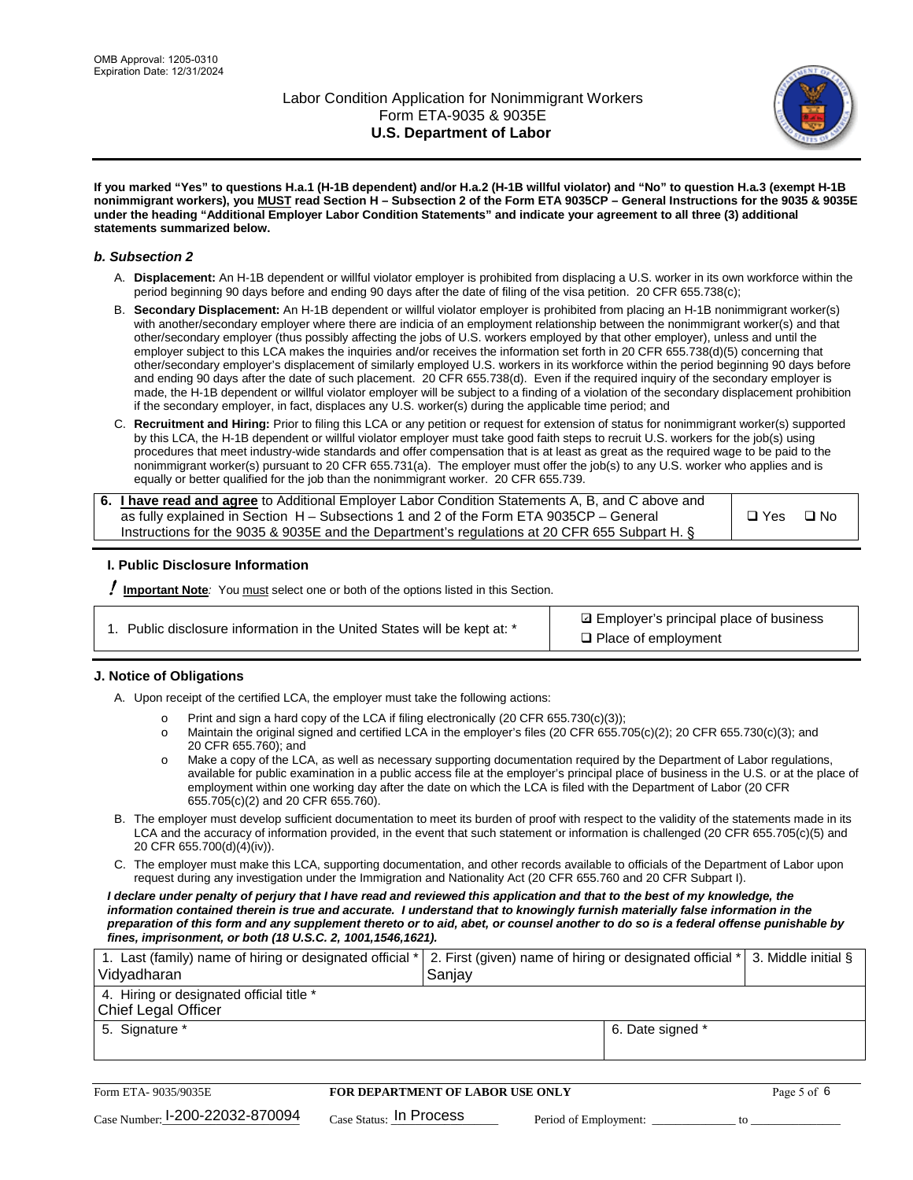OMB Approval: 1205-0310
Expiration Date: 12/31/2024

# Labor Condition Application for Nonimmigrant Workers
## Form ETA-9035 & 9035E
## U.S. Department of Labor

**If you marked "Yes" to questions H.a.1 (H-1B dependent) and/or H.a.2 (H-1B willful violator) and "No" to question H.a.3 (exempt H-1B nonimmigrant workers), you MUST read Section H – Subsection 2 of the Form ETA 9035CP – General Instructions for the 9035 & 9035E under the heading "Additional Employer Labor Condition Statements" and indicate your agreement to all three (3) additional statements summarized below.**

### *b. Subsection 2*

A. **Displacement:** An H-1B dependent or willful violator employer is prohibited from displacing a U.S. worker in its own workforce within the period beginning 90 days before and ending 90 days after the date of filing of the visa petition. 20 CFR 655.738(c);

B. **Secondary Displacement:** An H-1B dependent or willful violator employer is prohibited from placing an H-1B nonimmigrant worker(s) with another/secondary employer where there are indicia of an employment relationship between the nonimmigrant worker(s) and that other/secondary employer (thus possibly affecting the jobs of U.S. workers employed by that other employer), unless and until the employer subject to this LCA makes the inquiries and/or receives the information set forth in 20 CFR 655.738(d)(5) concerning that other/secondary employer's displacement of similarly employed U.S. workers in its workforce within the period beginning 90 days before and ending 90 days after the date of such placement. 20 CFR 655.738(d). Even if the required inquiry of the secondary employer is made, the H-1B dependent or willful violator employer will be subject to a finding of a violation of the secondary displacement prohibition if the secondary employer, in fact, displaces any U.S. worker(s) during the applicable time period; and

C. **Recruitment and Hiring:** Prior to filing this LCA or any petition or request for extension of status for nonimmigrant worker(s) supported by this LCA, the H-1B dependent or willful violator employer must take good faith steps to recruit U.S. workers for the job(s) using procedures that meet industry-wide standards and offer compensation that is at least as great as the required wage to be paid to the nonimmigrant worker(s) pursuant to 20 CFR 655.731(a). The employer must offer the job(s) to any U.S. worker who applies and is equally or better qualified for the job than the nonimmigrant worker. 20 CFR 655.739.

| | |
|---|---|
| **6. I have read and agree** to Additional Employer Labor Condition Statements A, B, and C above and as fully explained in Section H – Subsections 1 and 2 of the Form ETA 9035CP – General Instructions for the 9035 & 9035E and the Department's regulations at 20 CFR 655 Subpart H. § | ❑ Yes ❑ No |

### I. Public Disclosure Information

**! Important Note:** You must select one or both of the options listed in this Section.

| | |
|---|---|
| 1. Public disclosure information in the United States will be kept at: * | ☑ Employer's principal place of business<br>❑ Place of employment |

### J. Notice of Obligations

A. Upon receipt of the certified LCA, the employer must take the following actions:

- o Print and sign a hard copy of the LCA if filing electronically (20 CFR 655.730(c)(3));
- o Maintain the original signed and certified LCA in the employer's files (20 CFR 655.705(c)(2); 20 CFR 655.730(c)(3); and 20 CFR 655.760); and
- o Make a copy of the LCA, as well as necessary supporting documentation required by the Department of Labor regulations, available for public examination in a public access file at the employer's principal place of business in the U.S. or at the place of employment within one working day after the date on which the LCA is filed with the Department of Labor (20 CFR 655.705(c)(2) and 20 CFR 655.760).

B. The employer must develop sufficient documentation to meet its burden of proof with respect to the validity of the statements made in its LCA and the accuracy of information provided, in the event that such statement or information is challenged (20 CFR 655.705(c)(5) and 20 CFR 655.700(d)(4)(iv)).

C. The employer must make this LCA, supporting documentation, and other records available to officials of the Department of Labor upon request during any investigation under the Immigration and Nationality Act (20 CFR 655.760 and 20 CFR Subpart I).

***I declare under penalty of perjury that I have read and reviewed this application and that to the best of my knowledge, the information contained therein is true and accurate. I understand that to knowingly furnish materially false information in the preparation of this form and any supplement thereto or to aid, abet, or counsel another to do so is a federal offense punishable by fines, imprisonment, or both (18 U.S.C. 2, 1001,1546,1621).***

| 1. Last (family) name of hiring or designated official * | 2. First (given) name of hiring or designated official * | 3. Middle initial § |
|---|---|---|
| Vidyadharan | Sanjay | |
| 4. Hiring or designated official title * | | |
| Chief Legal Officer | | |
| 5. Signature * | 6. Date signed * | |
| | | |

Form ETA- 9035/9035E — **FOR DEPARTMENT OF LABOR USE ONLY**

Case Number: I-200-22032-870094 Case Status: In Process Period of Employment: _____________ to _____________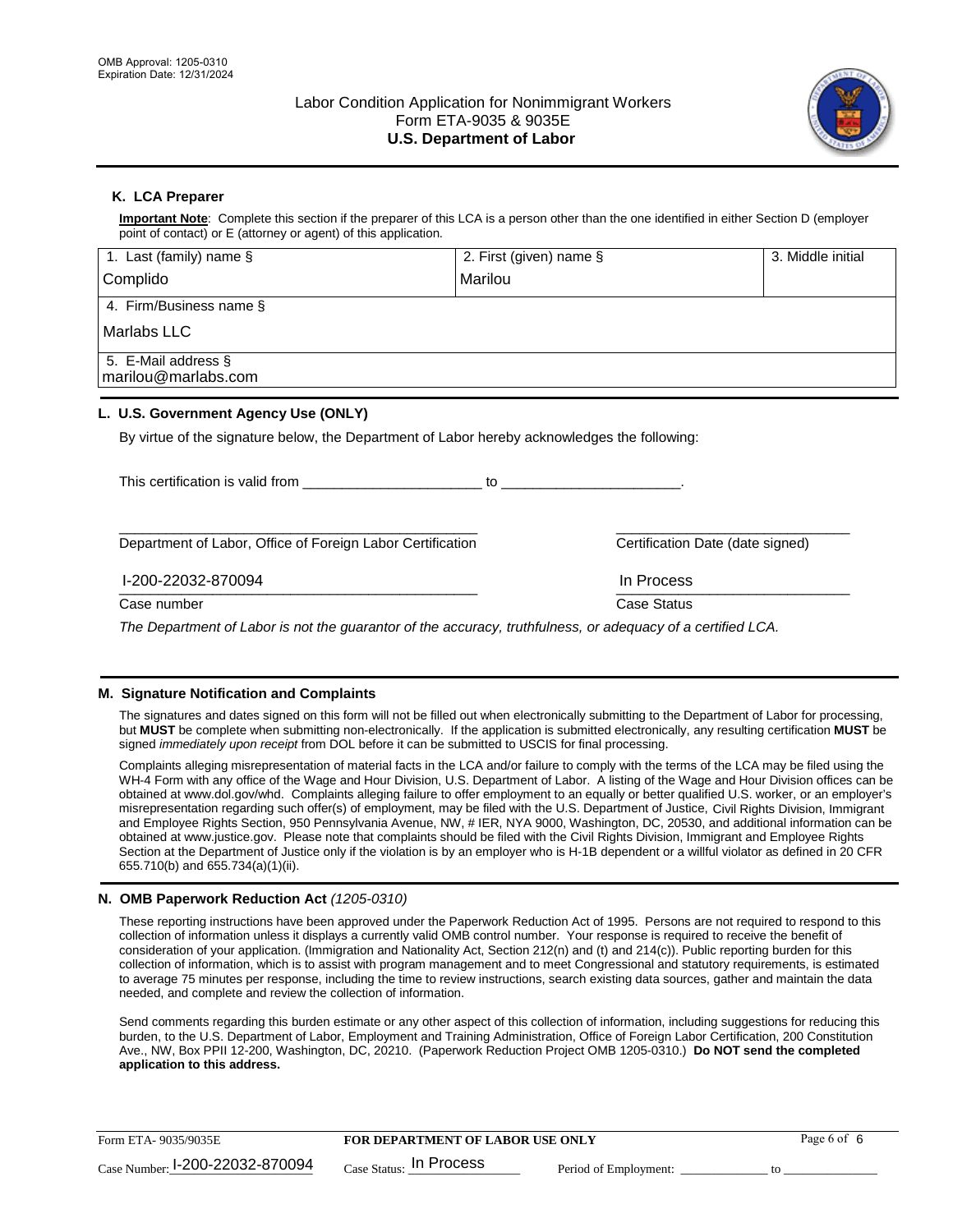OMB Approval: 1205-0310
Expiration Date: 12/31/2024

# Labor Condition Application for Nonimmigrant Workers
## Form ETA-9035 & 9035E
## U.S. Department of Labor

### K. LCA Preparer

**Important Note**: Complete this section if the preparer of this LCA is a person other than the one identified in either Section D (employer point of contact) or E (attorney or agent) of this application.

| 1. Last (family) name § | 2. First (given) name § | 3. Middle initial |
|---|---|---|
| Complido | Marilou | |
| 4. Firm/Business name § | | |
| Marlabs LLC | | |
| 5. E-Mail address § | | |
| marilou@marlabs.com | | |

### L. U.S. Government Agency Use (ONLY)

By virtue of the signature below, the Department of Labor hereby acknowledges the following:

This certification is valid from _______________________ to _______________________.

_______________________________________________ Department of Labor, Office of Foreign Labor Certification

_______________________________ Certification Date (date signed)

I-200-22032-870094
Case number

In Process
Case Status

*The Department of Labor is not the guarantor of the accuracy, truthfulness, or adequacy of a certified LCA.*

### M. Signature Notification and Complaints

The signatures and dates signed on this form will not be filled out when electronically submitting to the Department of Labor for processing, but **MUST** be complete when submitting non-electronically. If the application is submitted electronically, any resulting certification **MUST** be signed *immediately upon receipt* from DOL before it can be submitted to USCIS for final processing.

Complaints alleging misrepresentation of material facts in the LCA and/or failure to comply with the terms of the LCA may be filed using the WH-4 Form with any office of the Wage and Hour Division, U.S. Department of Labor. A listing of the Wage and Hour Division offices can be obtained at www.dol.gov/whd. Complaints alleging failure to offer employment to an equally or better qualified U.S. worker, or an employer's misrepresentation regarding such offer(s) of employment, may be filed with the U.S. Department of Justice, Civil Rights Division, Immigrant and Employee Rights Section, 950 Pennsylvania Avenue, NW, # IER, NYA 9000, Washington, DC, 20530, and additional information can be obtained at www.justice.gov. Please note that complaints should be filed with the Civil Rights Division, Immigrant and Employee Rights Section at the Department of Justice only if the violation is by an employer who is H-1B dependent or a willful violator as defined in 20 CFR 655.710(b) and 655.734(a)(1)(ii).

### N. OMB Paperwork Reduction Act *(1205-0310)*

These reporting instructions have been approved under the Paperwork Reduction Act of 1995. Persons are not required to respond to this collection of information unless it displays a currently valid OMB control number. Your response is required to receive the benefit of consideration of your application. (Immigration and Nationality Act, Section 212(n) and (t) and 214(c)). Public reporting burden for this collection of information, which is to assist with program management and to meet Congressional and statutory requirements, is estimated to average 75 minutes per response, including the time to review instructions, search existing data sources, gather and maintain the data needed, and complete and review the collection of information.

Send comments regarding this burden estimate or any other aspect of this collection of information, including suggestions for reducing this burden, to the U.S. Department of Labor, Employment and Training Administration, Office of Foreign Labor Certification, 200 Constitution Ave., NW, Box PPII 12-200, Washington, DC, 20210. (Paperwork Reduction Project OMB 1205-0310.) **Do NOT send the completed application to this address.**

Form ETA- 9035/9035E | **FOR DEPARTMENT OF LABOR USE ONLY**

Case Number: I-200-22032-870094 Case Status: In Process Period of Employment: ____________ to ____________